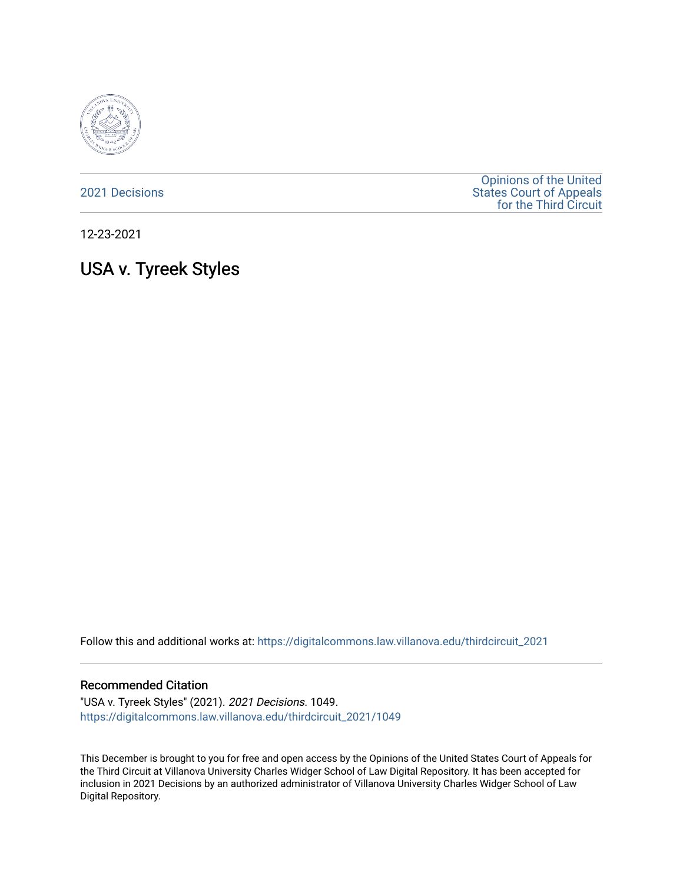2021 Decisions

Opinions of the United States Court of Appeals for the Third Circuit

12-23-2021

# USA v. Tyreek Styles

Follow this and additional works at: https://digitalcommons.law.villanova.edu/thirdcircuit_2021

### Recommended Citation

"USA v. Tyreek Styles" (2021). *2021 Decisions*. 1049.
https://digitalcommons.law.villanova.edu/thirdcircuit_2021/1049

This December is brought to you for free and open access by the Opinions of the United States Court of Appeals for the Third Circuit at Villanova University Charles Widger School of Law Digital Repository. It has been accepted for inclusion in 2021 Decisions by an authorized administrator of Villanova University Charles Widger School of Law Digital Repository.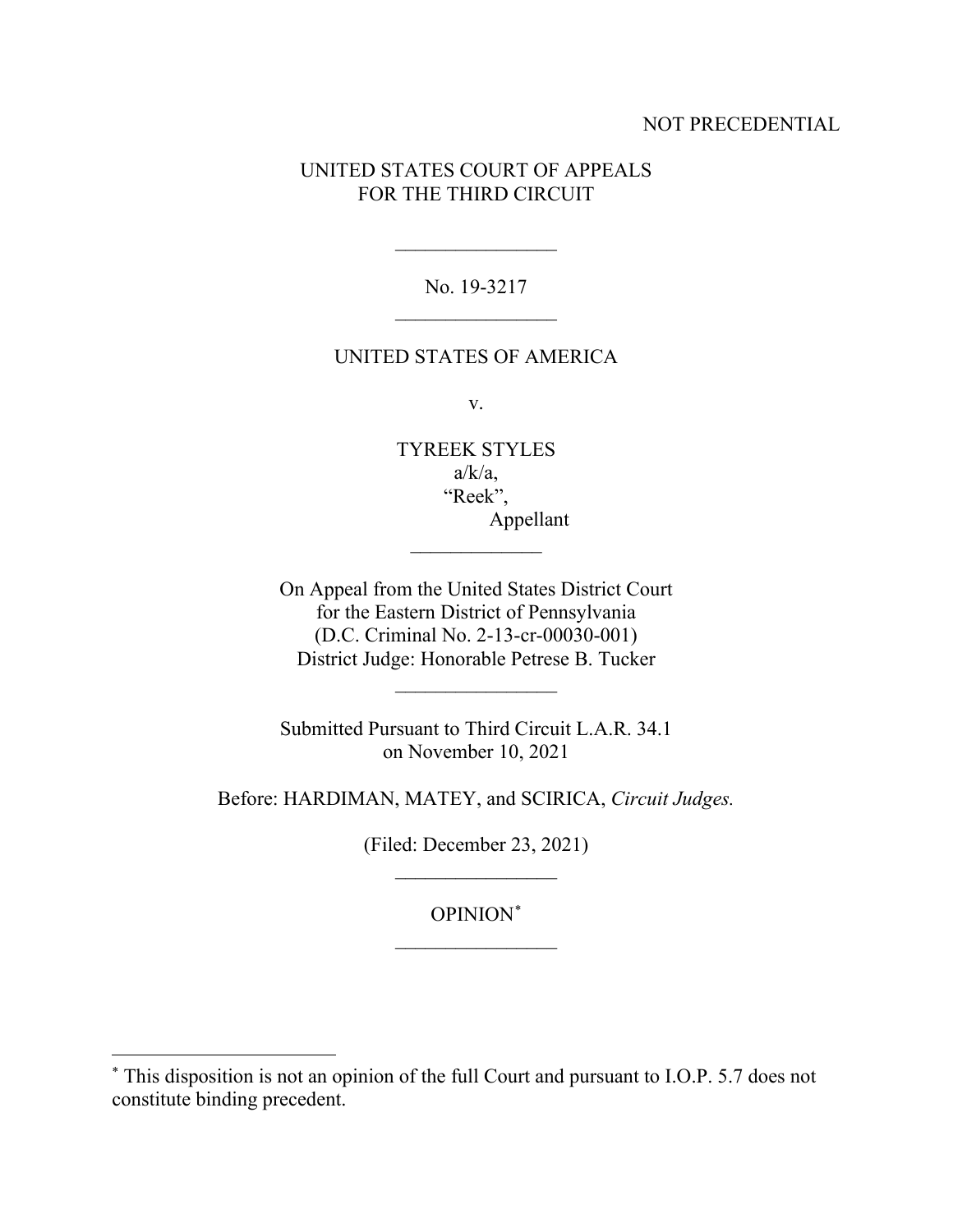NOT PRECEDENTIAL

UNITED STATES COURT OF APPEALS
FOR THE THIRD CIRCUIT

\_\_\_\_\_\_\_\_\_\_\_\_\_\_\_\_

No. 19-3217

\_\_\_\_\_\_\_\_\_\_\_\_\_\_\_\_

UNITED STATES OF AMERICA

v.

TYREEK STYLES
a/k/a,
"Reek",
Appellant

\_\_\_\_\_\_\_\_\_\_\_\_\_

On Appeal from the United States District Court
for the Eastern District of Pennsylvania
(D.C. Criminal No. 2-13-cr-00030-001)
District Judge: Honorable Petrese B. Tucker

\_\_\_\_\_\_\_\_\_\_\_\_\_\_\_\_

Submitted Pursuant to Third Circuit L.A.R. 34.1
on November 10, 2021

Before: HARDIMAN, MATEY, and SCIRICA, *Circuit Judges.*

(Filed: December 23, 2021)

\_\_\_\_\_\_\_\_\_\_\_\_\_\_\_\_

OPINION[*]

\_\_\_\_\_\_\_\_\_\_\_\_\_\_\_\_

---

[*] This disposition is not an opinion of the full Court and pursuant to I.O.P. 5.7 does not constitute binding precedent.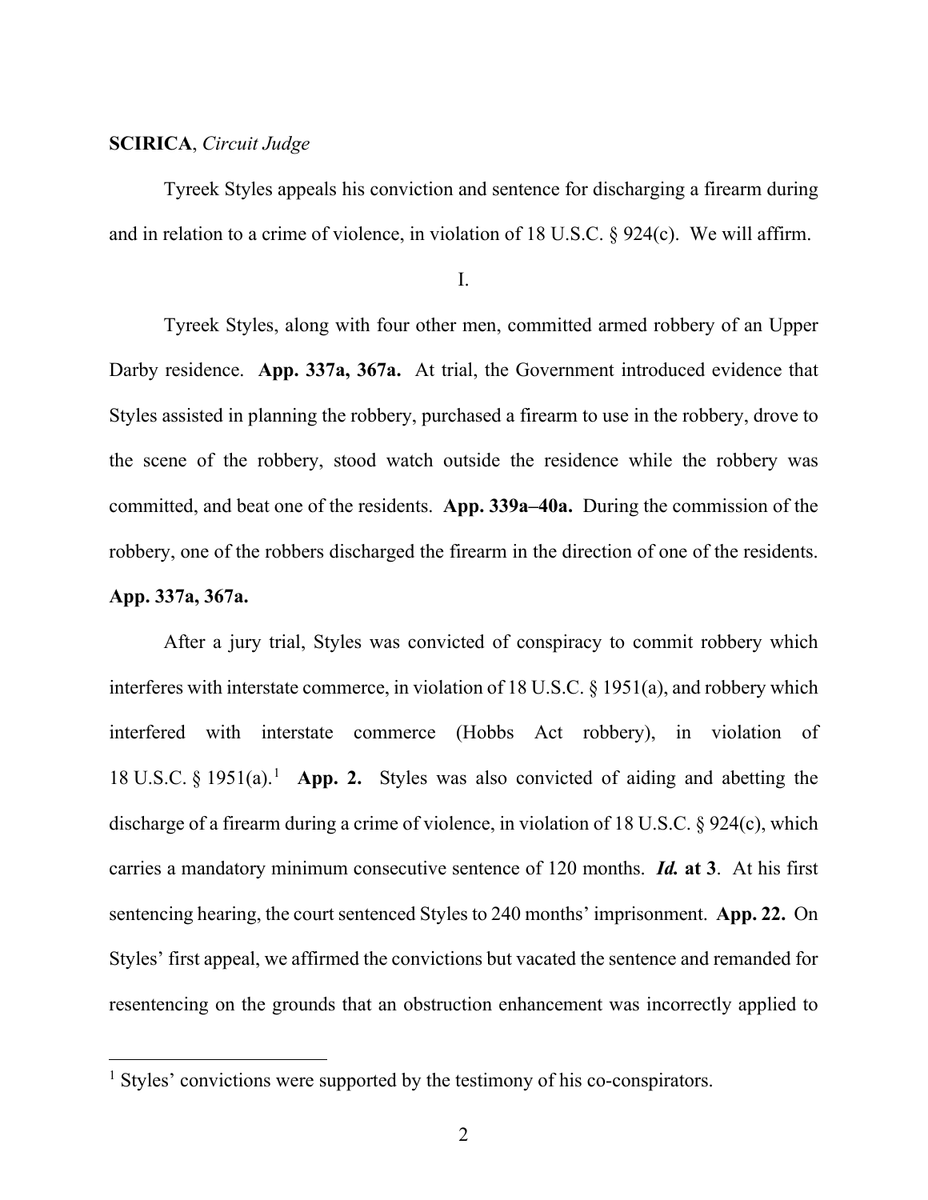**SCIRICA**, *Circuit Judge*

Tyreek Styles appeals his conviction and sentence for discharging a firearm during and in relation to a crime of violence, in violation of 18 U.S.C. § 924(c). We will affirm.

I.

Tyreek Styles, along with four other men, committed armed robbery of an Upper Darby residence. **App. 337a, 367a.** At trial, the Government introduced evidence that Styles assisted in planning the robbery, purchased a firearm to use in the robbery, drove to the scene of the robbery, stood watch outside the residence while the robbery was committed, and beat one of the residents. **App. 339a–40a.** During the commission of the robbery, one of the robbers discharged the firearm in the direction of one of the residents. **App. 337a, 367a.**

After a jury trial, Styles was convicted of conspiracy to commit robbery which interferes with interstate commerce, in violation of 18 U.S.C. § 1951(a), and robbery which interfered with interstate commerce (Hobbs Act robbery), in violation of 18 U.S.C. § 1951(a).[1] **App. 2.** Styles was also convicted of aiding and abetting the discharge of a firearm during a crime of violence, in violation of 18 U.S.C. § 924(c), which carries a mandatory minimum consecutive sentence of 120 months. ***Id.* at 3**. At his first sentencing hearing, the court sentenced Styles to 240 months' imprisonment. **App. 22.** On Styles' first appeal, we affirmed the convictions but vacated the sentence and remanded for resentencing on the grounds that an obstruction enhancement was incorrectly applied to

[1] Styles' convictions were supported by the testimony of his co-conspirators.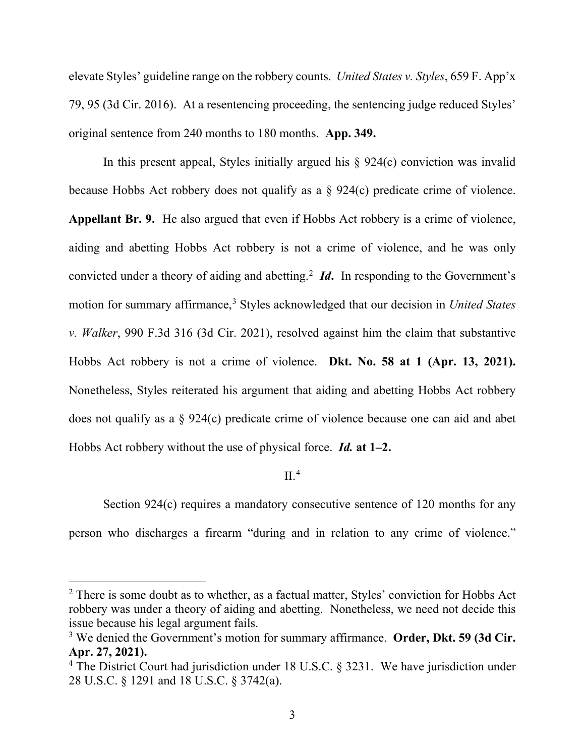elevate Styles' guideline range on the robbery counts. *United States v. Styles*, 659 F. App'x 79, 95 (3d Cir. 2016). At a resentencing proceeding, the sentencing judge reduced Styles' original sentence from 240 months to 180 months. **App. 349.**

In this present appeal, Styles initially argued his § 924(c) conviction was invalid because Hobbs Act robbery does not qualify as a § 924(c) predicate crime of violence. **Appellant Br. 9.** He also argued that even if Hobbs Act robbery is a crime of violence, aiding and abetting Hobbs Act robbery is not a crime of violence, and he was only convicted under a theory of aiding and abetting.[2] ***Id*.** In responding to the Government's motion for summary affirmance,[3] Styles acknowledged that our decision in *United States v. Walker*, 990 F.3d 316 (3d Cir. 2021), resolved against him the claim that substantive Hobbs Act robbery is not a crime of violence. **Dkt. No. 58 at 1 (Apr. 13, 2021).** Nonetheless, Styles reiterated his argument that aiding and abetting Hobbs Act robbery does not qualify as a § 924(c) predicate crime of violence because one can aid and abet Hobbs Act robbery without the use of physical force. ***Id.* at 1–2.**

## II.[4]

Section 924(c) requires a mandatory consecutive sentence of 120 months for any person who discharges a firearm "during and in relation to any crime of violence."

---

[2] There is some doubt as to whether, as a factual matter, Styles' conviction for Hobbs Act robbery was under a theory of aiding and abetting. Nonetheless, we need not decide this issue because his legal argument fails.

[3] We denied the Government's motion for summary affirmance. **Order, Dkt. 59 (3d Cir. Apr. 27, 2021).**

[4] The District Court had jurisdiction under 18 U.S.C. § 3231. We have jurisdiction under 28 U.S.C. § 1291 and 18 U.S.C. § 3742(a).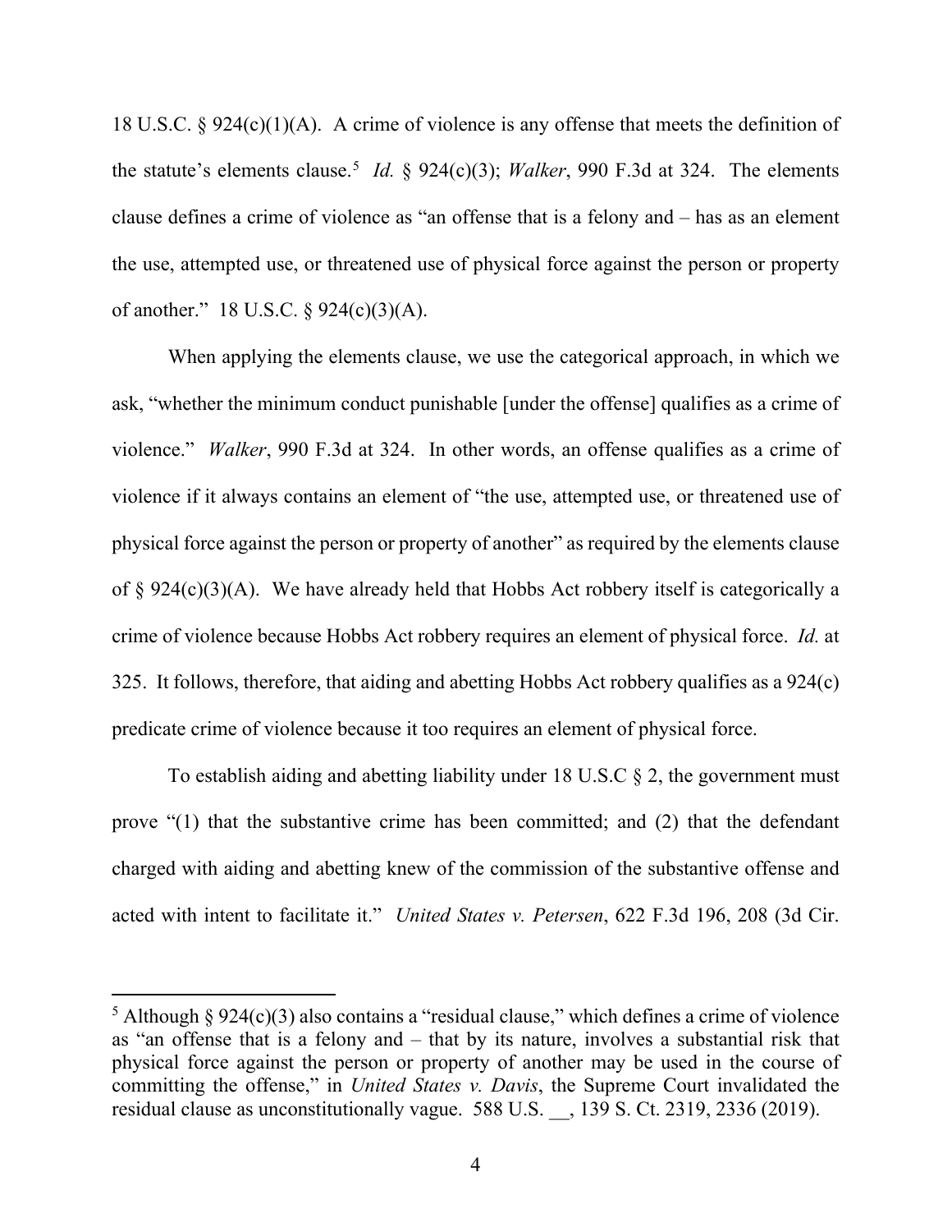18 U.S.C. § 924(c)(1)(A). A crime of violence is any offense that meets the definition of the statute's elements clause.[5] *Id.* § 924(c)(3); *Walker*, 990 F.3d at 324. The elements clause defines a crime of violence as "an offense that is a felony and – has as an element the use, attempted use, or threatened use of physical force against the person or property of another." 18 U.S.C. § 924(c)(3)(A).

When applying the elements clause, we use the categorical approach, in which we ask, "whether the minimum conduct punishable [under the offense] qualifies as a crime of violence." *Walker*, 990 F.3d at 324. In other words, an offense qualifies as a crime of violence if it always contains an element of "the use, attempted use, or threatened use of physical force against the person or property of another" as required by the elements clause of § 924(c)(3)(A). We have already held that Hobbs Act robbery itself is categorically a crime of violence because Hobbs Act robbery requires an element of physical force. *Id.* at 325. It follows, therefore, that aiding and abetting Hobbs Act robbery qualifies as a 924(c) predicate crime of violence because it too requires an element of physical force.

To establish aiding and abetting liability under 18 U.S.C § 2, the government must prove "(1) that the substantive crime has been committed; and (2) that the defendant charged with aiding and abetting knew of the commission of the substantive offense and acted with intent to facilitate it." *United States v. Petersen*, 622 F.3d 196, 208 (3d Cir.

[5] Although § 924(c)(3) also contains a "residual clause," which defines a crime of violence as "an offense that is a felony and – that by its nature, involves a substantial risk that physical force against the person or property of another may be used in the course of committing the offense," in *United States v. Davis*, the Supreme Court invalidated the residual clause as unconstitutionally vague. 588 U.S. __, 139 S. Ct. 2319, 2336 (2019).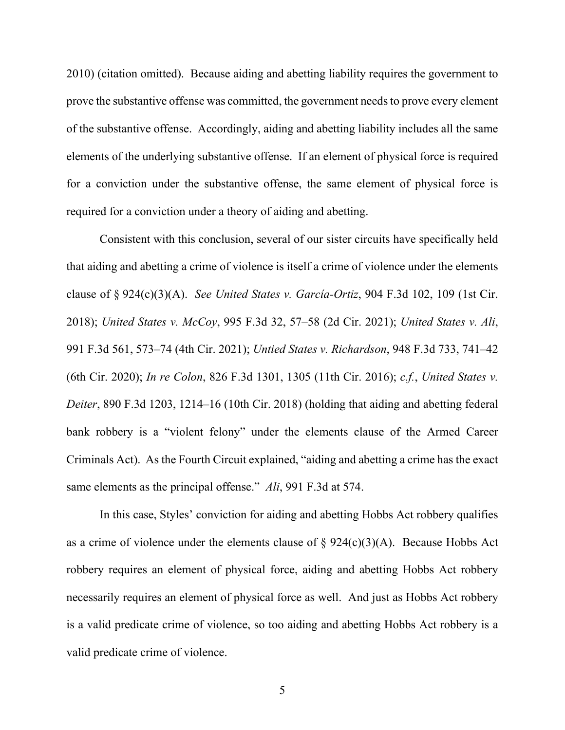2010) (citation omitted). Because aiding and abetting liability requires the government to prove the substantive offense was committed, the government needs to prove every element of the substantive offense. Accordingly, aiding and abetting liability includes all the same elements of the underlying substantive offense. If an element of physical force is required for a conviction under the substantive offense, the same element of physical force is required for a conviction under a theory of aiding and abetting.

Consistent with this conclusion, several of our sister circuits have specifically held that aiding and abetting a crime of violence is itself a crime of violence under the elements clause of § 924(c)(3)(A). *See United States v. García-Ortiz*, 904 F.3d 102, 109 (1st Cir. 2018); *United States v. McCoy*, 995 F.3d 32, 57–58 (2d Cir. 2021); *United States v. Ali*, 991 F.3d 561, 573–74 (4th Cir. 2021); *Untied States v. Richardson*, 948 F.3d 733, 741–42 (6th Cir. 2020); *In re Colon*, 826 F.3d 1301, 1305 (11th Cir. 2016); *c.f.*, *United States v. Deiter*, 890 F.3d 1203, 1214–16 (10th Cir. 2018) (holding that aiding and abetting federal bank robbery is a "violent felony" under the elements clause of the Armed Career Criminals Act). As the Fourth Circuit explained, "aiding and abetting a crime has the exact same elements as the principal offense." *Ali*, 991 F.3d at 574.

In this case, Styles' conviction for aiding and abetting Hobbs Act robbery qualifies as a crime of violence under the elements clause of § 924(c)(3)(A). Because Hobbs Act robbery requires an element of physical force, aiding and abetting Hobbs Act robbery necessarily requires an element of physical force as well. And just as Hobbs Act robbery is a valid predicate crime of violence, so too aiding and abetting Hobbs Act robbery is a valid predicate crime of violence.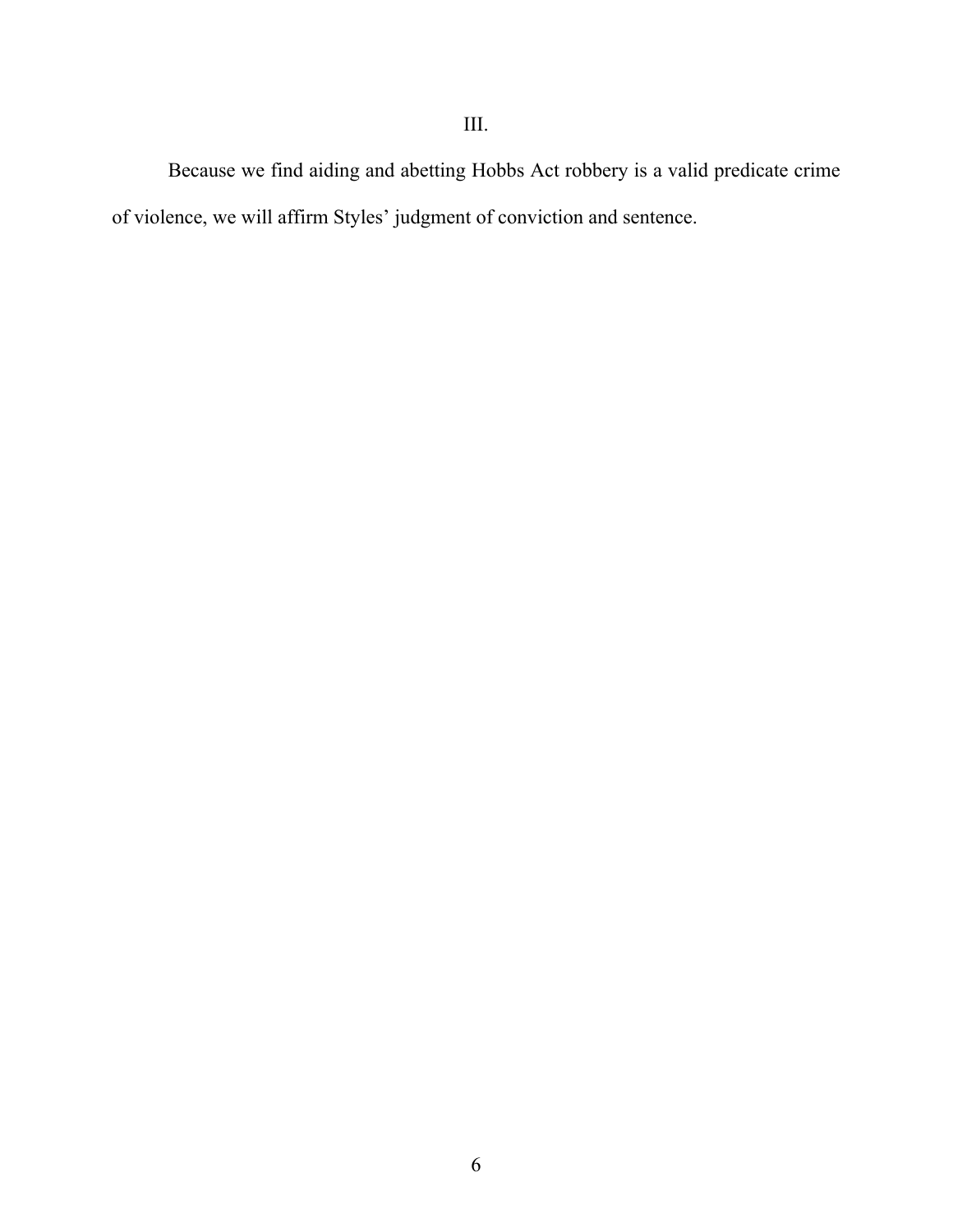III.

Because we find aiding and abetting Hobbs Act robbery is a valid predicate crime of violence, we will affirm Styles' judgment of conviction and sentence.